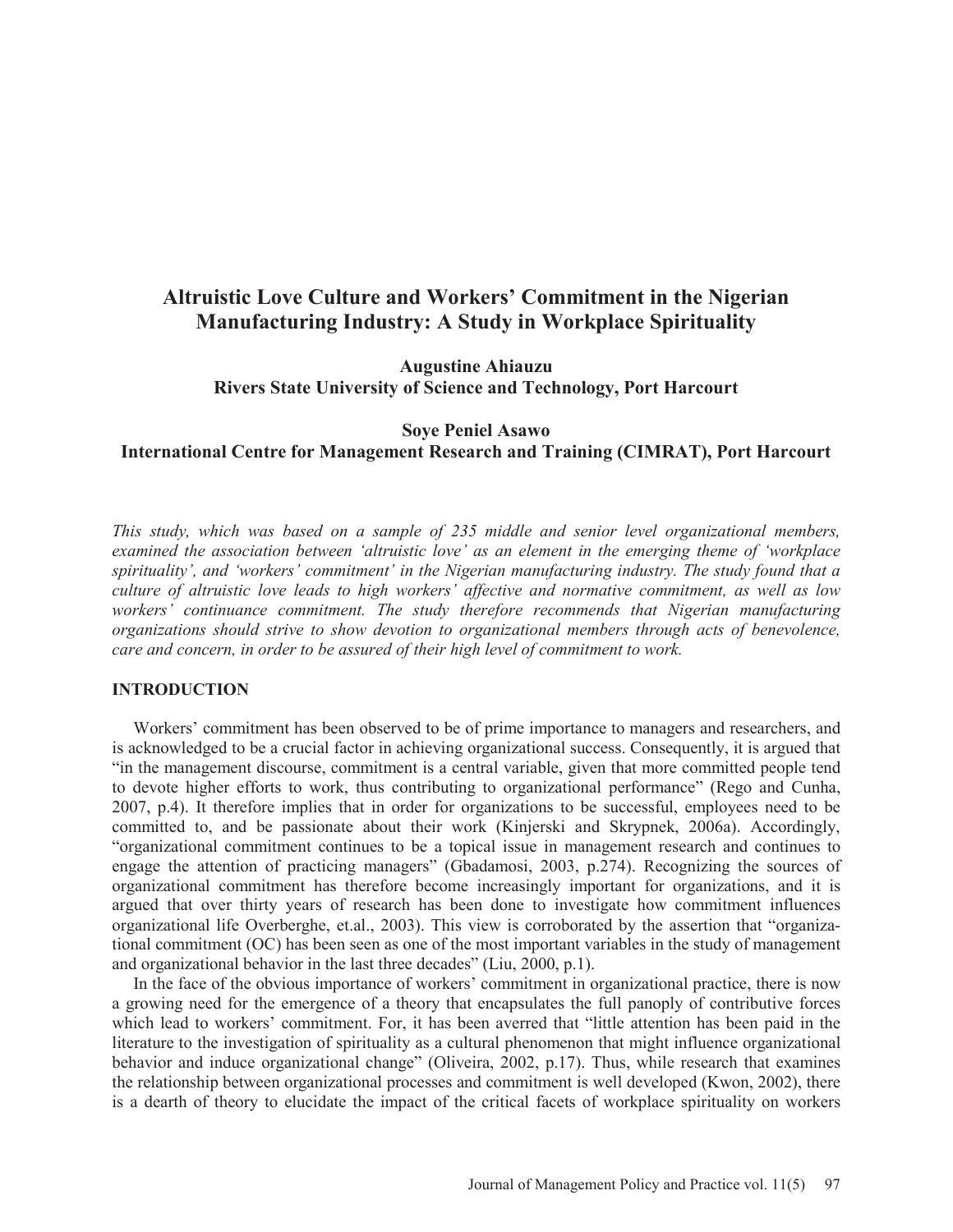# Altruistic Love Culture and Workers' Commitment in the Nigerian Manufacturing Industry: A Study in Workplace Spirituality

**Augustine Ahiauzu**
**Rivers State University of Science and Technology, Port Harcourt**

**Soye Peniel Asawo**
**International Centre for Management Research and Training (CIMRAT), Port Harcourt**

*This study, which was based on a sample of 235 middle and senior level organizational members, examined the association between 'altruistic love' as an element in the emerging theme of 'workplace spirituality', and 'workers' commitment' in the Nigerian manufacturing industry. The study found that a culture of altruistic love leads to high workers' affective and normative commitment, as well as low workers' continuance commitment. The study therefore recommends that Nigerian manufacturing organizations should strive to show devotion to organizational members through acts of benevolence, care and concern, in order to be assured of their high level of commitment to work.*

## INTRODUCTION

Workers' commitment has been observed to be of prime importance to managers and researchers, and is acknowledged to be a crucial factor in achieving organizational success. Consequently, it is argued that "in the management discourse, commitment is a central variable, given that more committed people tend to devote higher efforts to work, thus contributing to organizational performance" (Rego and Cunha, 2007, p.4). It therefore implies that in order for organizations to be successful, employees need to be committed to, and be passionate about their work (Kinjerski and Skrypnek, 2006a). Accordingly, "organizational commitment continues to be a topical issue in management research and continues to engage the attention of practicing managers" (Gbadamosi, 2003, p.274). Recognizing the sources of organizational commitment has therefore become increasingly important for organizations, and it is argued that over thirty years of research has been done to investigate how commitment influences organizational life Overberghe, et.al., 2003). This view is corroborated by the assertion that "organizational commitment (OC) has been seen as one of the most important variables in the study of management and organizational behavior in the last three decades" (Liu, 2000, p.1).

In the face of the obvious importance of workers' commitment in organizational practice, there is now a growing need for the emergence of a theory that encapsulates the full panoply of contributive forces which lead to workers' commitment. For, it has been averred that "little attention has been paid in the literature to the investigation of spirituality as a cultural phenomenon that might influence organizational behavior and induce organizational change" (Oliveira, 2002, p.17). Thus, while research that examines the relationship between organizational processes and commitment is well developed (Kwon, 2002), there is a dearth of theory to elucidate the impact of the critical facets of workplace spirituality on workers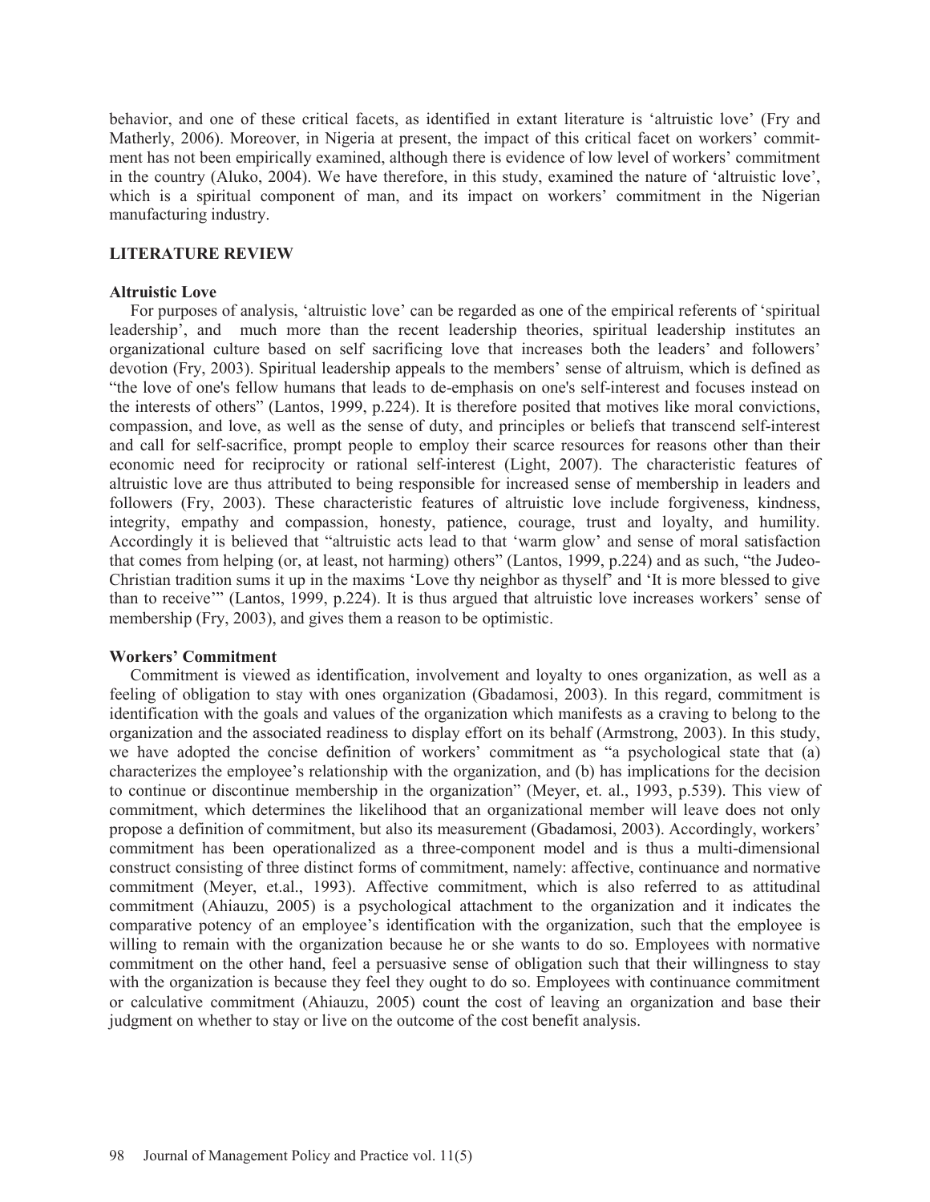behavior, and one of these critical facets, as identified in extant literature is 'altruistic love' (Fry and Matherly, 2006). Moreover, in Nigeria at present, the impact of this critical facet on workers' commitment has not been empirically examined, although there is evidence of low level of workers' commitment in the country (Aluko, 2004). We have therefore, in this study, examined the nature of 'altruistic love', which is a spiritual component of man, and its impact on workers' commitment in the Nigerian manufacturing industry.

## LITERATURE REVIEW

### Altruistic Love

For purposes of analysis, 'altruistic love' can be regarded as one of the empirical referents of 'spiritual leadership', and much more than the recent leadership theories, spiritual leadership institutes an organizational culture based on self sacrificing love that increases both the leaders' and followers' devotion (Fry, 2003). Spiritual leadership appeals to the members' sense of altruism, which is defined as "the love of one's fellow humans that leads to de-emphasis on one's self-interest and focuses instead on the interests of others" (Lantos, 1999, p.224). It is therefore posited that motives like moral convictions, compassion, and love, as well as the sense of duty, and principles or beliefs that transcend self-interest and call for self-sacrifice, prompt people to employ their scarce resources for reasons other than their economic need for reciprocity or rational self-interest (Light, 2007). The characteristic features of altruistic love are thus attributed to being responsible for increased sense of membership in leaders and followers (Fry, 2003). These characteristic features of altruistic love include forgiveness, kindness, integrity, empathy and compassion, honesty, patience, courage, trust and loyalty, and humility. Accordingly it is believed that "altruistic acts lead to that 'warm glow' and sense of moral satisfaction that comes from helping (or, at least, not harming) others" (Lantos, 1999, p.224) and as such, "the Judeo-Christian tradition sums it up in the maxims 'Love thy neighbor as thyself' and 'It is more blessed to give than to receive'" (Lantos, 1999, p.224). It is thus argued that altruistic love increases workers' sense of membership (Fry, 2003), and gives them a reason to be optimistic.

### Workers' Commitment

Commitment is viewed as identification, involvement and loyalty to ones organization, as well as a feeling of obligation to stay with ones organization (Gbadamosi, 2003). In this regard, commitment is identification with the goals and values of the organization which manifests as a craving to belong to the organization and the associated readiness to display effort on its behalf (Armstrong, 2003). In this study, we have adopted the concise definition of workers' commitment as "a psychological state that (a) characterizes the employee's relationship with the organization, and (b) has implications for the decision to continue or discontinue membership in the organization" (Meyer, et. al., 1993, p.539). This view of commitment, which determines the likelihood that an organizational member will leave does not only propose a definition of commitment, but also its measurement (Gbadamosi, 2003). Accordingly, workers' commitment has been operationalized as a three-component model and is thus a multi-dimensional construct consisting of three distinct forms of commitment, namely: affective, continuance and normative commitment (Meyer, et.al., 1993). Affective commitment, which is also referred to as attitudinal commitment (Ahiauzu, 2005) is a psychological attachment to the organization and it indicates the comparative potency of an employee's identification with the organization, such that the employee is willing to remain with the organization because he or she wants to do so. Employees with normative commitment on the other hand, feel a persuasive sense of obligation such that their willingness to stay with the organization is because they feel they ought to do so. Employees with continuance commitment or calculative commitment (Ahiauzu, 2005) count the cost of leaving an organization and base their judgment on whether to stay or live on the outcome of the cost benefit analysis.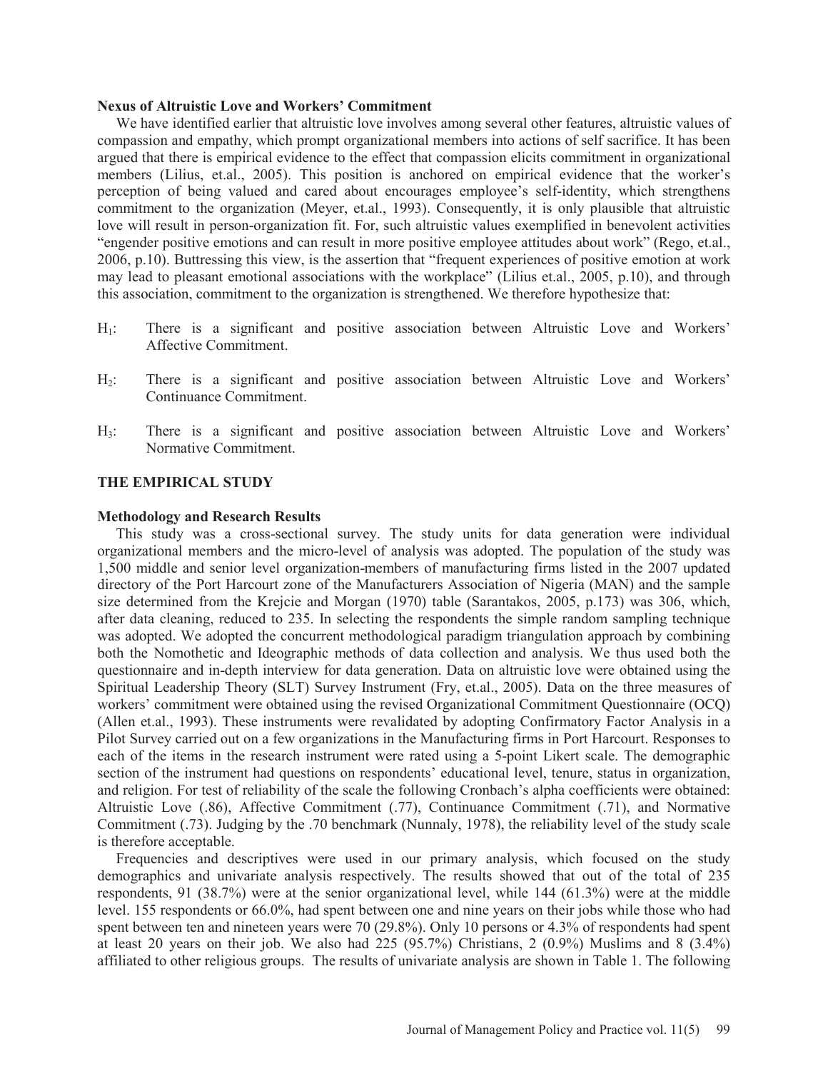### Nexus of Altruistic Love and Workers' Commitment

We have identified earlier that altruistic love involves among several other features, altruistic values of compassion and empathy, which prompt organizational members into actions of self sacrifice. It has been argued that there is empirical evidence to the effect that compassion elicits commitment in organizational members (Lilius, et.al., 2005). This position is anchored on empirical evidence that the worker's perception of being valued and cared about encourages employee's self-identity, which strengthens commitment to the organization (Meyer, et.al., 1993). Consequently, it is only plausible that altruistic love will result in person-organization fit. For, such altruistic values exemplified in benevolent activities "engender positive emotions and can result in more positive employee attitudes about work" (Rego, et.al., 2006, p.10). Buttressing this view, is the assertion that "frequent experiences of positive emotion at work may lead to pleasant emotional associations with the workplace" (Lilius et.al., 2005, p.10), and through this association, commitment to the organization is strengthened. We therefore hypothesize that:

- $H_1$: There is a significant and positive association between Altruistic Love and Workers' Affective Commitment.
- $H_2$: There is a significant and positive association between Altruistic Love and Workers' Continuance Commitment.
- $H_3$: There is a significant and positive association between Altruistic Love and Workers' Normative Commitment.

## THE EMPIRICAL STUDY

### Methodology and Research Results

This study was a cross-sectional survey. The study units for data generation were individual organizational members and the micro-level of analysis was adopted. The population of the study was 1,500 middle and senior level organization-members of manufacturing firms listed in the 2007 updated directory of the Port Harcourt zone of the Manufacturers Association of Nigeria (MAN) and the sample size determined from the Krejcie and Morgan (1970) table (Sarantakos, 2005, p.173) was 306, which, after data cleaning, reduced to 235. In selecting the respondents the simple random sampling technique was adopted. We adopted the concurrent methodological paradigm triangulation approach by combining both the Nomothetic and Ideographic methods of data collection and analysis. We thus used both the questionnaire and in-depth interview for data generation. Data on altruistic love were obtained using the Spiritual Leadership Theory (SLT) Survey Instrument (Fry, et.al., 2005). Data on the three measures of workers' commitment were obtained using the revised Organizational Commitment Questionnaire (OCQ) (Allen et.al., 1993). These instruments were revalidated by adopting Confirmatory Factor Analysis in a Pilot Survey carried out on a few organizations in the Manufacturing firms in Port Harcourt. Responses to each of the items in the research instrument were rated using a 5-point Likert scale. The demographic section of the instrument had questions on respondents' educational level, tenure, status in organization, and religion. For test of reliability of the scale the following Cronbach's alpha coefficients were obtained: Altruistic Love (.86), Affective Commitment (.77), Continuance Commitment (.71), and Normative Commitment (.73). Judging by the .70 benchmark (Nunnaly, 1978), the reliability level of the study scale is therefore acceptable.

Frequencies and descriptives were used in our primary analysis, which focused on the study demographics and univariate analysis respectively. The results showed that out of the total of 235 respondents, 91 (38.7%) were at the senior organizational level, while 144 (61.3%) were at the middle level. 155 respondents or 66.0%, had spent between one and nine years on their jobs while those who had spent between ten and nineteen years were 70 (29.8%). Only 10 persons or 4.3% of respondents had spent at least 20 years on their job. We also had 225 (95.7%) Christians, 2 (0.9%) Muslims and 8 (3.4%) affiliated to other religious groups. The results of univariate analysis are shown in Table 1. The following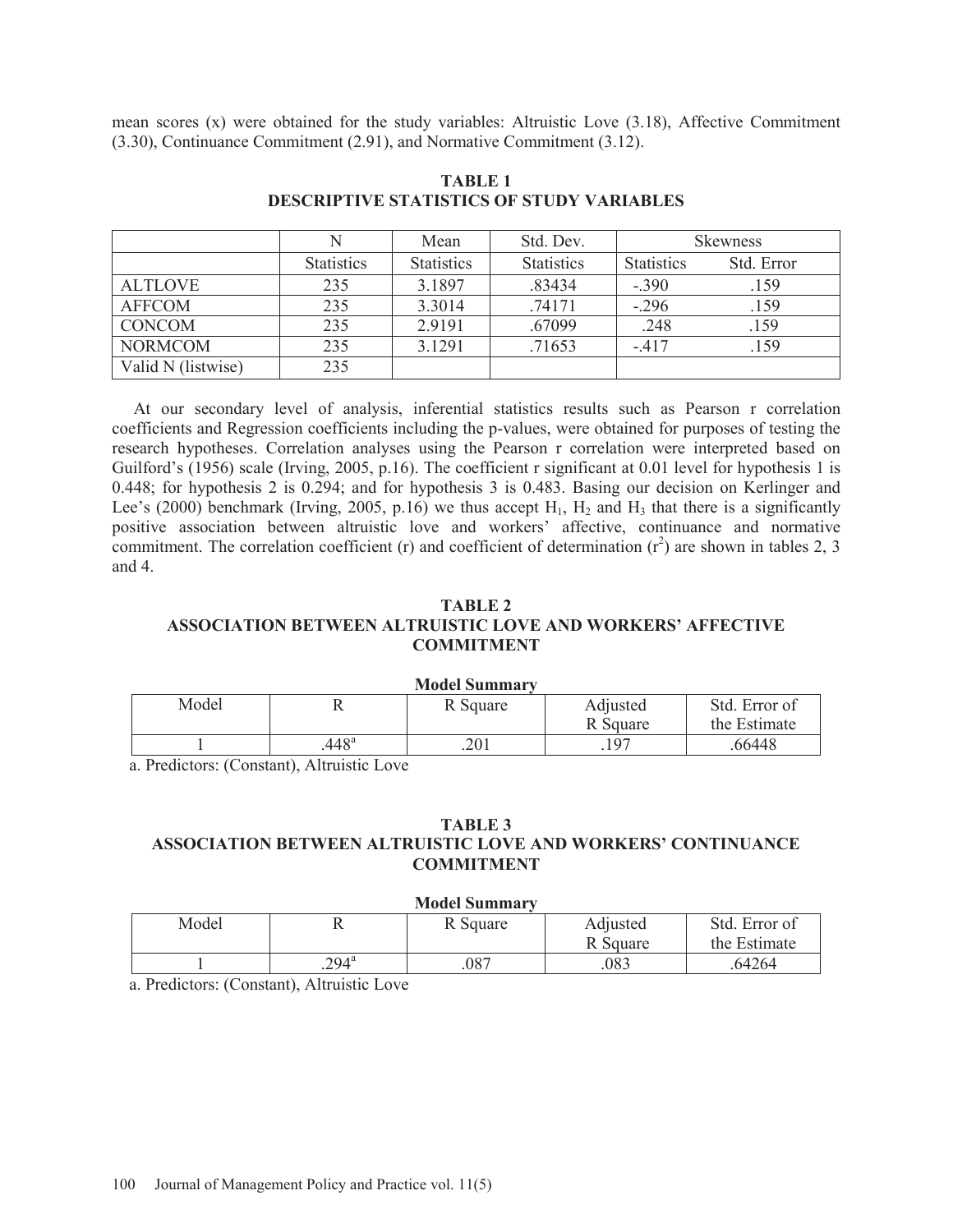mean scores (x) were obtained for the study variables: Altruistic Love (3.18), Affective Commitment (3.30), Continuance Commitment (2.91), and Normative Commitment (3.12).

**TABLE 1**
**DESCRIPTIVE STATISTICS OF STUDY VARIABLES**

| | N | Mean | Std. Dev. | Skewness | |
|---|---|---|---|---|---|
| | Statistics | Statistics | Statistics | Statistics | Std. Error |
| ALTLOVE | 235 | 3.1897 | .83434 | -.390 | .159 |
| AFFCOM | 235 | 3.3014 | .74171 | -.296 | .159 |
| CONCOM | 235 | 2.9191 | .67099 | .248 | .159 |
| NORMCOM | 235 | 3.1291 | .71653 | -.417 | .159 |
| Valid N (listwise) | 235 | | | | |

At our secondary level of analysis, inferential statistics results such as Pearson r correlation coefficients and Regression coefficients including the p-values, were obtained for purposes of testing the research hypotheses. Correlation analyses using the Pearson r correlation were interpreted based on Guilford's (1956) scale (Irving, 2005, p.16). The coefficient r significant at 0.01 level for hypothesis 1 is 0.448; for hypothesis 2 is 0.294; and for hypothesis 3 is 0.483. Basing our decision on Kerlinger and Lee's (2000) benchmark (Irving, 2005, p.16) we thus accept $H_1$, $H_2$ and $H_3$ that there is a significantly positive association between altruistic love and workers' affective, continuance and normative commitment. The correlation coefficient (r) and coefficient of determination ($r^2$) are shown in tables 2, 3 and 4.

**TABLE 2**
**ASSOCIATION BETWEEN ALTRUISTIC LOVE AND WORKERS' AFFECTIVE COMMITMENT**

**Model Summary**

| Model | R | R Square | Adjusted R Square | Std. Error of the Estimate |
|---|---|---|---|---|
| 1 | .448[a] | .201 | .197 | .66448 |

a. Predictors: (Constant), Altruistic Love

**TABLE 3**
**ASSOCIATION BETWEEN ALTRUISTIC LOVE AND WORKERS' CONTINUANCE COMMITMENT**

**Model Summary**

| Model | R | R Square | Adjusted R Square | Std. Error of the Estimate |
|---|---|---|---|---|
| 1 | .294[a] | .087 | .083 | .64264 |

a. Predictors: (Constant), Altruistic Love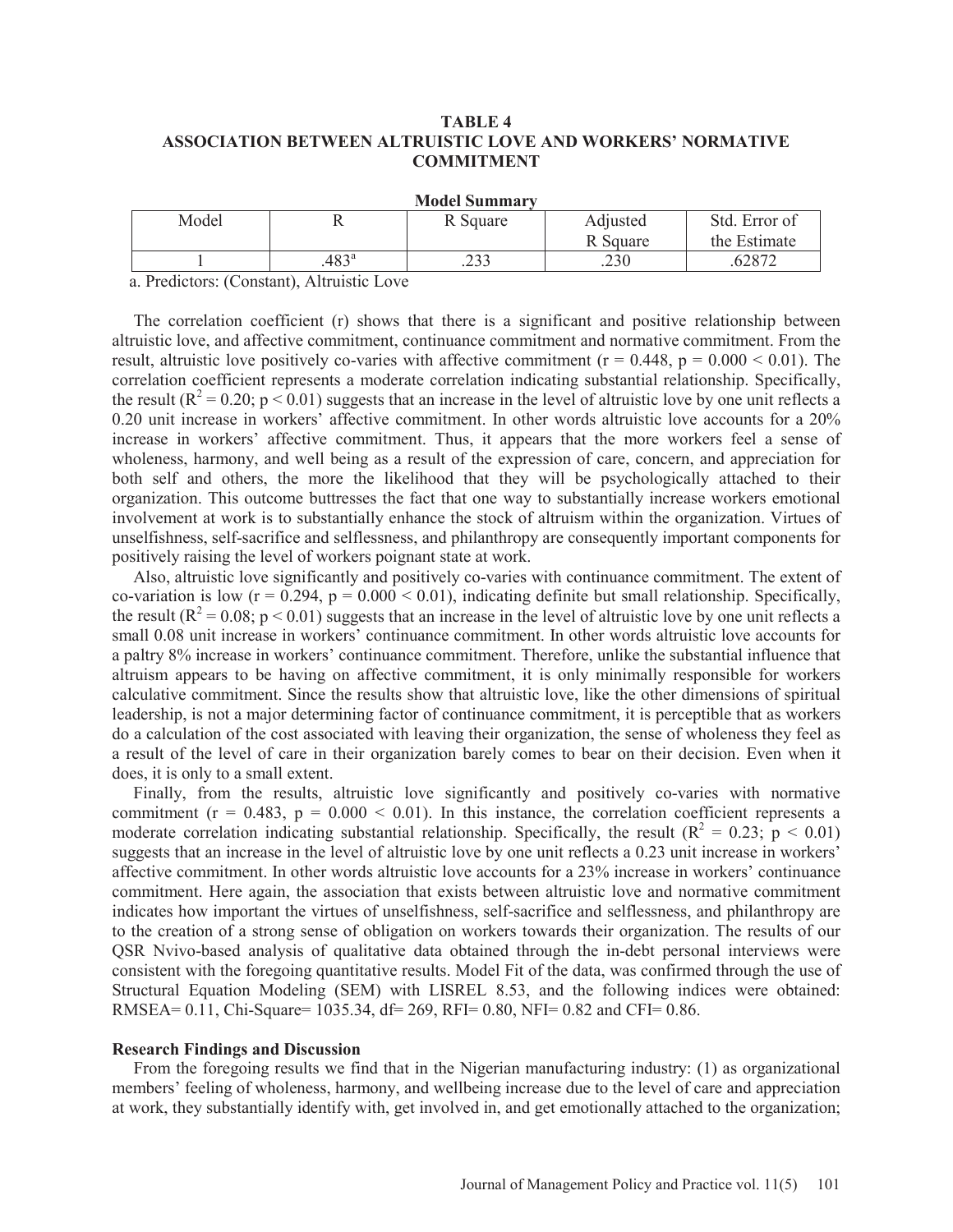**TABLE 4**
**ASSOCIATION BETWEEN ALTRUISTIC LOVE AND WORKERS' NORMATIVE COMMITMENT**

**Model Summary**

| Model | R | R Square | Adjusted R Square | Std. Error of the Estimate |
|---|---|---|---|---|
| 1 | .483[a] | .233 | .230 | .62872 |

a. Predictors: (Constant), Altruistic Love

The correlation coefficient (r) shows that there is a significant and positive relationship between altruistic love, and affective commitment, continuance commitment and normative commitment. From the result, altruistic love positively co-varies with affective commitment ($r = 0.448$, $p = 0.000 < 0.01$). The correlation coefficient represents a moderate correlation indicating substantial relationship. Specifically, the result ($R^2 = 0.20$; $p < 0.01$) suggests that an increase in the level of altruistic love by one unit reflects a 0.20 unit increase in workers' affective commitment. In other words altruistic love accounts for a 20% increase in workers' affective commitment. Thus, it appears that the more workers feel a sense of wholeness, harmony, and well being as a result of the expression of care, concern, and appreciation for both self and others, the more the likelihood that they will be psychologically attached to their organization. This outcome buttresses the fact that one way to substantially increase workers emotional involvement at work is to substantially enhance the stock of altruism within the organization. Virtues of unselfishness, self-sacrifice and selflessness, and philanthropy are consequently important components for positively raising the level of workers poignant state at work.

Also, altruistic love significantly and positively co-varies with continuance commitment. The extent of co-variation is low ($r = 0.294$, $p = 0.000 < 0.01$), indicating definite but small relationship. Specifically, the result ($R^2 = 0.08$; $p < 0.01$) suggests that an increase in the level of altruistic love by one unit reflects a small 0.08 unit increase in workers' continuance commitment. In other words altruistic love accounts for a paltry 8% increase in workers' continuance commitment. Therefore, unlike the substantial influence that altruism appears to be having on affective commitment, it is only minimally responsible for workers calculative commitment. Since the results show that altruistic love, like the other dimensions of spiritual leadership, is not a major determining factor of continuance commitment, it is perceptible that as workers do a calculation of the cost associated with leaving their organization, the sense of wholeness they feel as a result of the level of care in their organization barely comes to bear on their decision. Even when it does, it is only to a small extent.

Finally, from the results, altruistic love significantly and positively co-varies with normative commitment ($r = 0.483$, $p = 0.000 < 0.01$). In this instance, the correlation coefficient represents a moderate correlation indicating substantial relationship. Specifically, the result ($R^2 = 0.23$; $p < 0.01$) suggests that an increase in the level of altruistic love by one unit reflects a 0.23 unit increase in workers' affective commitment. In other words altruistic love accounts for a 23% increase in workers' continuance commitment. Here again, the association that exists between altruistic love and normative commitment indicates how important the virtues of unselfishness, self-sacrifice and selflessness, and philanthropy are to the creation of a strong sense of obligation on workers towards their organization. The results of our QSR Nvivo-based analysis of qualitative data obtained through the in-debt personal interviews were consistent with the foregoing quantitative results. Model Fit of the data, was confirmed through the use of Structural Equation Modeling (SEM) with LISREL 8.53, and the following indices were obtained: RMSEA= 0.11, Chi-Square= 1035.34, df= 269, RFI= 0.80, NFI= 0.82 and CFI= 0.86.

### Research Findings and Discussion

From the foregoing results we find that in the Nigerian manufacturing industry: (1) as organizational members' feeling of wholeness, harmony, and wellbeing increase due to the level of care and appreciation at work, they substantially identify with, get involved in, and get emotionally attached to the organization;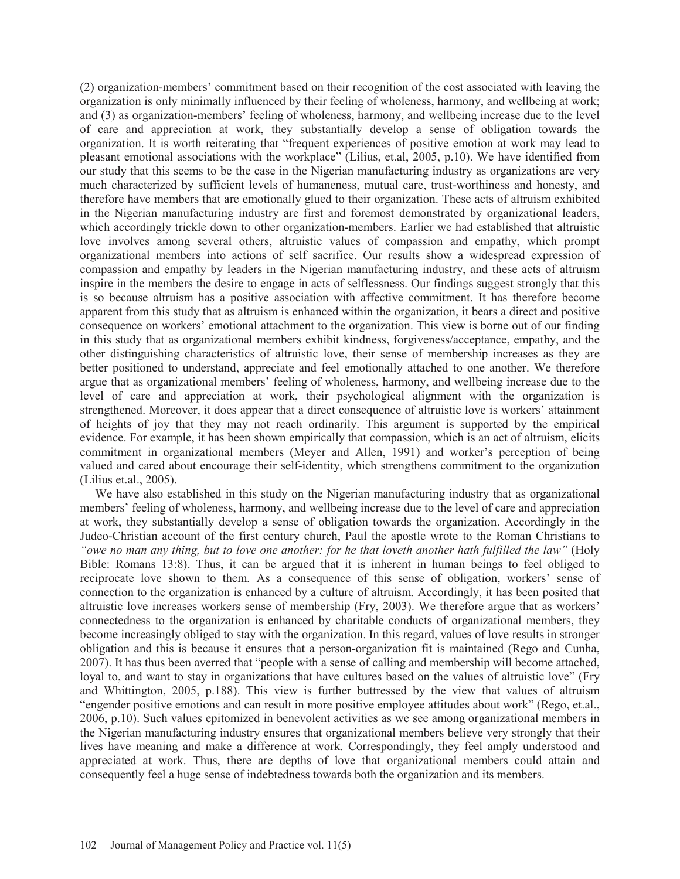(2) organization-members' commitment based on their recognition of the cost associated with leaving the organization is only minimally influenced by their feeling of wholeness, harmony, and wellbeing at work; and (3) as organization-members' feeling of wholeness, harmony, and wellbeing increase due to the level of care and appreciation at work, they substantially develop a sense of obligation towards the organization. It is worth reiterating that "frequent experiences of positive emotion at work may lead to pleasant emotional associations with the workplace" (Lilius, et.al, 2005, p.10). We have identified from our study that this seems to be the case in the Nigerian manufacturing industry as organizations are very much characterized by sufficient levels of humaneness, mutual care, trust-worthiness and honesty, and therefore have members that are emotionally glued to their organization. These acts of altruism exhibited in the Nigerian manufacturing industry are first and foremost demonstrated by organizational leaders, which accordingly trickle down to other organization-members. Earlier we had established that altruistic love involves among several others, altruistic values of compassion and empathy, which prompt organizational members into actions of self sacrifice. Our results show a widespread expression of compassion and empathy by leaders in the Nigerian manufacturing industry, and these acts of altruism inspire in the members the desire to engage in acts of selflessness. Our findings suggest strongly that this is so because altruism has a positive association with affective commitment. It has therefore become apparent from this study that as altruism is enhanced within the organization, it bears a direct and positive consequence on workers' emotional attachment to the organization. This view is borne out of our finding in this study that as organizational members exhibit kindness, forgiveness/acceptance, empathy, and the other distinguishing characteristics of altruistic love, their sense of membership increases as they are better positioned to understand, appreciate and feel emotionally attached to one another. We therefore argue that as organizational members' feeling of wholeness, harmony, and wellbeing increase due to the level of care and appreciation at work, their psychological alignment with the organization is strengthened. Moreover, it does appear that a direct consequence of altruistic love is workers' attainment of heights of joy that they may not reach ordinarily. This argument is supported by the empirical evidence. For example, it has been shown empirically that compassion, which is an act of altruism, elicits commitment in organizational members (Meyer and Allen, 1991) and worker's perception of being valued and cared about encourage their self-identity, which strengthens commitment to the organization (Lilius et.al., 2005).

We have also established in this study on the Nigerian manufacturing industry that as organizational members' feeling of wholeness, harmony, and wellbeing increase due to the level of care and appreciation at work, they substantially develop a sense of obligation towards the organization. Accordingly in the Judeo-Christian account of the first century church, Paul the apostle wrote to the Roman Christians to *"owe no man any thing, but to love one another: for he that loveth another hath fulfilled the law"* (Holy Bible: Romans 13:8). Thus, it can be argued that it is inherent in human beings to feel obliged to reciprocate love shown to them. As a consequence of this sense of obligation, workers' sense of connection to the organization is enhanced by a culture of altruism. Accordingly, it has been posited that altruistic love increases workers sense of membership (Fry, 2003). We therefore argue that as workers' connectedness to the organization is enhanced by charitable conducts of organizational members, they become increasingly obliged to stay with the organization. In this regard, values of love results in stronger obligation and this is because it ensures that a person-organization fit is maintained (Rego and Cunha, 2007). It has thus been averred that "people with a sense of calling and membership will become attached, loyal to, and want to stay in organizations that have cultures based on the values of altruistic love" (Fry and Whittington, 2005, p.188). This view is further buttressed by the view that values of altruism "engender positive emotions and can result in more positive employee attitudes about work" (Rego, et.al., 2006, p.10). Such values epitomized in benevolent activities as we see among organizational members in the Nigerian manufacturing industry ensures that organizational members believe very strongly that their lives have meaning and make a difference at work. Correspondingly, they feel amply understood and appreciated at work. Thus, there are depths of love that organizational members could attain and consequently feel a huge sense of indebtedness towards both the organization and its members.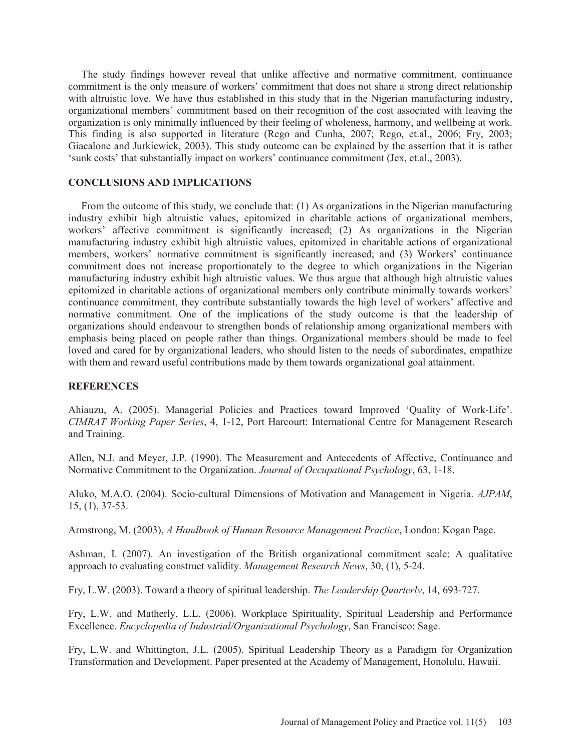The study findings however reveal that unlike affective and normative commitment, continuance commitment is the only measure of workers' commitment that does not share a strong direct relationship with altruistic love. We have thus established in this study that in the Nigerian manufacturing industry, organizational members' commitment based on their recognition of the cost associated with leaving the organization is only minimally influenced by their feeling of wholeness, harmony, and wellbeing at work. This finding is also supported in literature (Rego and Cunha, 2007; Rego, et.al., 2006; Fry, 2003; Giacalone and Jurkiewick, 2003). This study outcome can be explained by the assertion that it is rather 'sunk costs' that substantially impact on workers' continuance commitment (Jex, et.al., 2003).

## CONCLUSIONS AND IMPLICATIONS

From the outcome of this study, we conclude that: (1) As organizations in the Nigerian manufacturing industry exhibit high altruistic values, epitomized in charitable actions of organizational members, workers' affective commitment is significantly increased; (2) As organizations in the Nigerian manufacturing industry exhibit high altruistic values, epitomized in charitable actions of organizational members, workers' normative commitment is significantly increased; and (3) Workers' continuance commitment does not increase proportionately to the degree to which organizations in the Nigerian manufacturing industry exhibit high altruistic values. We thus argue that although high altruistic values epitomized in charitable actions of organizational members only contribute minimally towards workers' continuance commitment, they contribute substantially towards the high level of workers' affective and normative commitment. One of the implications of the study outcome is that the leadership of organizations should endeavour to strengthen bonds of relationship among organizational members with emphasis being placed on people rather than things. Organizational members should be made to feel loved and cared for by organizational leaders, who should listen to the needs of subordinates, empathize with them and reward useful contributions made by them towards organizational goal attainment.

## REFERENCES

Ahiauzu, A. (2005). Managerial Policies and Practices toward Improved 'Quality of Work-Life'. *CIMRAT Working Paper Series*, 4, 1-12, Port Harcourt: International Centre for Management Research and Training.

Allen, N.J. and Meyer, J.P. (1990). The Measurement and Antecedents of Affective, Continuance and Normative Commitment to the Organization. *Journal of Occupational Psychology*, 63, 1-18.

Aluko, M.A.O. (2004). Socio-cultural Dimensions of Motivation and Management in Nigeria. *AJPAM*, 15, (1), 37-53.

Armstrong, M. (2003), *A Handbook of Human Resource Management Practice*, London: Kogan Page.

Ashman, I. (2007). An investigation of the British organizational commitment scale: A qualitative approach to evaluating construct validity. *Management Research News*, 30, (1), 5-24.

Fry, L.W. (2003). Toward a theory of spiritual leadership. *The Leadership Quarterly*, 14, 693-727.

Fry, L.W. and Matherly, L.L. (2006). Workplace Spirituality, Spiritual Leadership and Performance Excellence. *Encyclopedia of Industrial/Organizational Psychology*, San Francisco: Sage.

Fry, L.W. and Whittington, J.L. (2005). Spiritual Leadership Theory as a Paradigm for Organization Transformation and Development. Paper presented at the Academy of Management, Honolulu, Hawaii.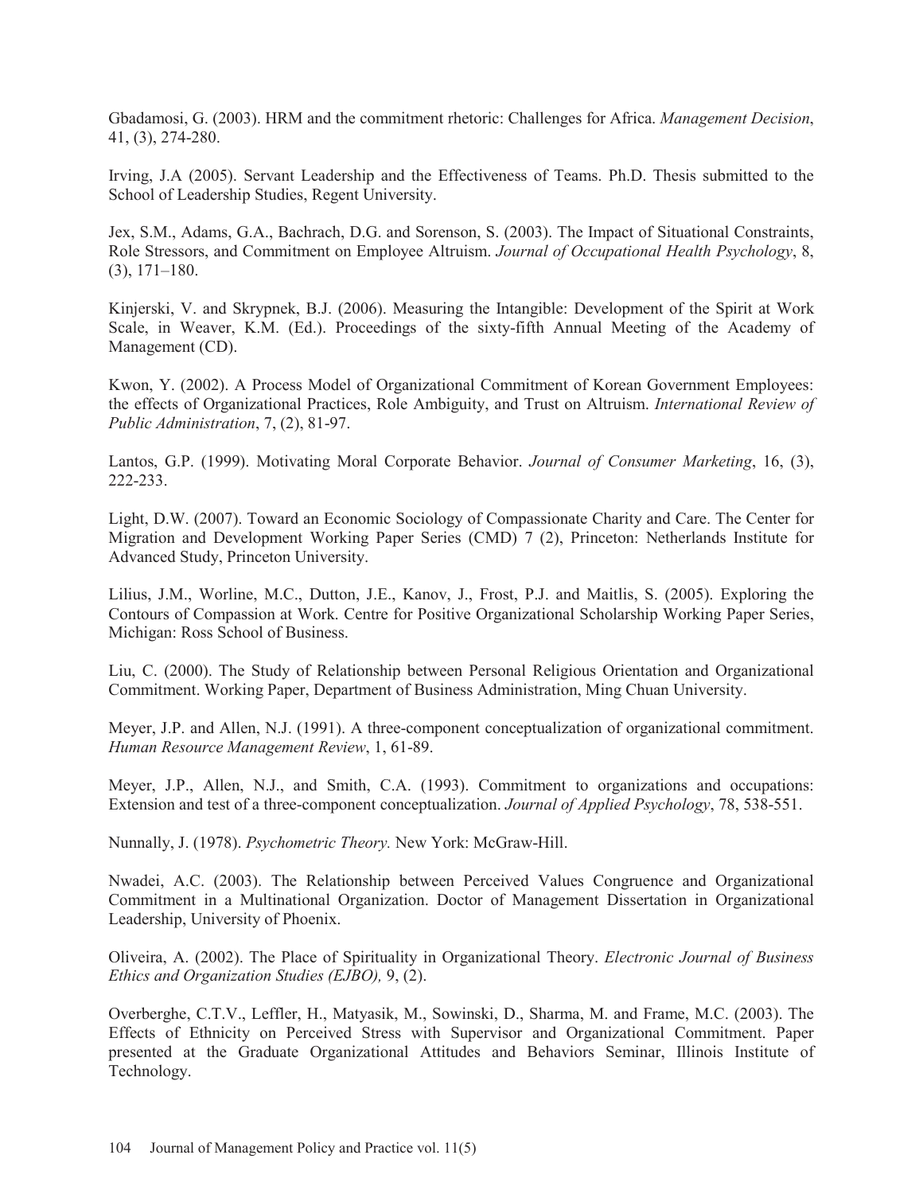Gbadamosi, G. (2003). HRM and the commitment rhetoric: Challenges for Africa. *Management Decision*, 41, (3), 274-280.

Irving, J.A (2005). Servant Leadership and the Effectiveness of Teams. Ph.D. Thesis submitted to the School of Leadership Studies, Regent University.

Jex, S.M., Adams, G.A., Bachrach, D.G. and Sorenson, S. (2003). The Impact of Situational Constraints, Role Stressors, and Commitment on Employee Altruism. *Journal of Occupational Health Psychology*, 8, (3), 171–180.

Kinjerski, V. and Skrypnek, B.J. (2006). Measuring the Intangible: Development of the Spirit at Work Scale, in Weaver, K.M. (Ed.). Proceedings of the sixty-fifth Annual Meeting of the Academy of Management (CD).

Kwon, Y. (2002). A Process Model of Organizational Commitment of Korean Government Employees: the effects of Organizational Practices, Role Ambiguity, and Trust on Altruism. *International Review of Public Administration*, 7, (2), 81-97.

Lantos, G.P. (1999). Motivating Moral Corporate Behavior. *Journal of Consumer Marketing*, 16, (3), 222-233.

Light, D.W. (2007). Toward an Economic Sociology of Compassionate Charity and Care. The Center for Migration and Development Working Paper Series (CMD) 7 (2), Princeton: Netherlands Institute for Advanced Study, Princeton University.

Lilius, J.M., Worline, M.C., Dutton, J.E., Kanov, J., Frost, P.J. and Maitlis, S. (2005). Exploring the Contours of Compassion at Work. Centre for Positive Organizational Scholarship Working Paper Series, Michigan: Ross School of Business.

Liu, C. (2000). The Study of Relationship between Personal Religious Orientation and Organizational Commitment. Working Paper, Department of Business Administration, Ming Chuan University.

Meyer, J.P. and Allen, N.J. (1991). A three-component conceptualization of organizational commitment. *Human Resource Management Review*, 1, 61-89.

Meyer, J.P., Allen, N.J., and Smith, C.A. (1993). Commitment to organizations and occupations: Extension and test of a three-component conceptualization. *Journal of Applied Psychology*, 78, 538-551.

Nunnally, J. (1978). *Psychometric Theory.* New York: McGraw-Hill.

Nwadei, A.C. (2003). The Relationship between Perceived Values Congruence and Organizational Commitment in a Multinational Organization. Doctor of Management Dissertation in Organizational Leadership, University of Phoenix.

Oliveira, A. (2002). The Place of Spirituality in Organizational Theory. *Electronic Journal of Business Ethics and Organization Studies (EJBO),* 9, (2).

Overberghe, C.T.V., Leffler, H., Matyasik, M., Sowinski, D., Sharma, M. and Frame, M.C. (2003). The Effects of Ethnicity on Perceived Stress with Supervisor and Organizational Commitment. Paper presented at the Graduate Organizational Attitudes and Behaviors Seminar, Illinois Institute of Technology.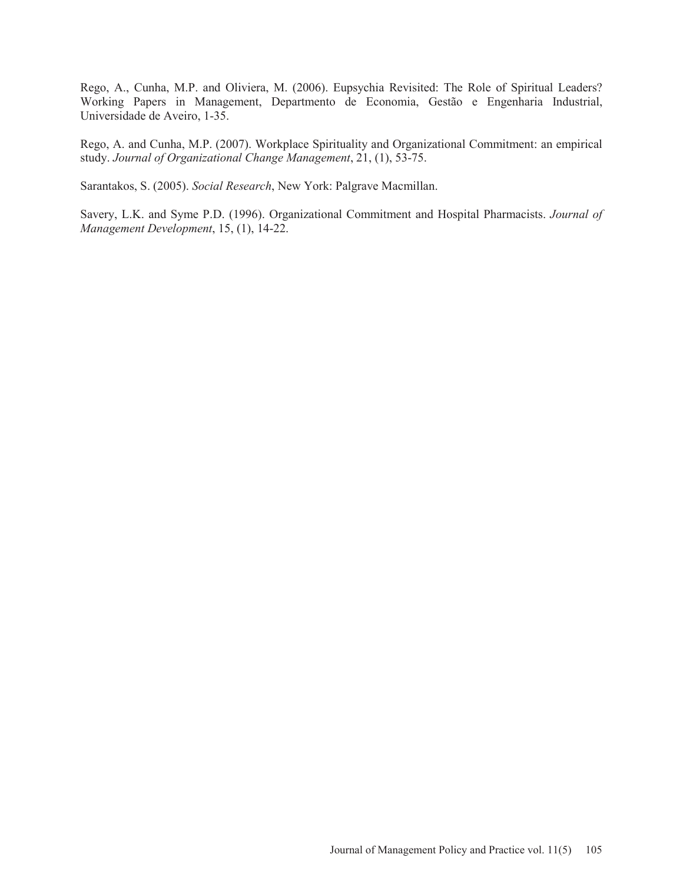Rego, A., Cunha, M.P. and Oliviera, M. (2006). Eupsychia Revisited: The Role of Spiritual Leaders? Working Papers in Management, Departmento de Economia, Gestão e Engenharia Industrial, Universidade de Aveiro, 1-35.

Rego, A. and Cunha, M.P. (2007). Workplace Spirituality and Organizational Commitment: an empirical study. *Journal of Organizational Change Management*, 21, (1), 53-75.

Sarantakos, S. (2005). *Social Research*, New York: Palgrave Macmillan.

Savery, L.K. and Syme P.D. (1996). Organizational Commitment and Hospital Pharmacists. *Journal of Management Development*, 15, (1), 14-22.